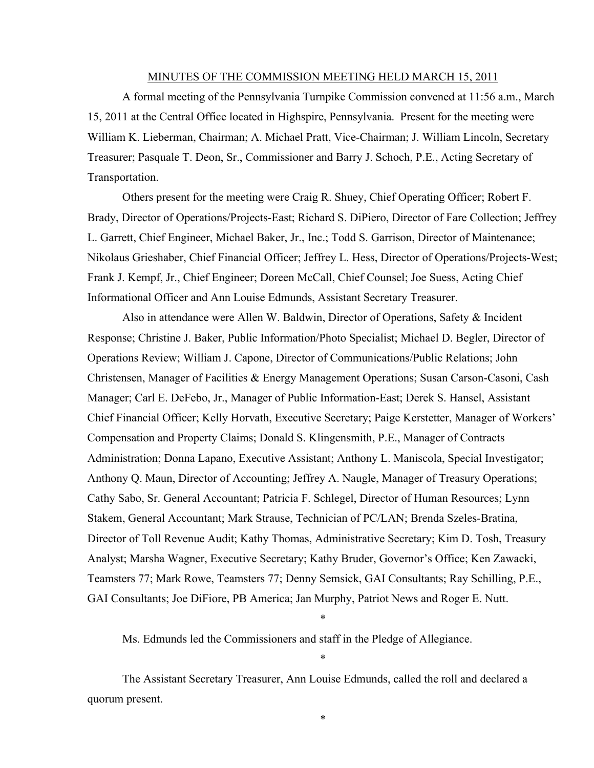MINUTES OF THE COMMISSION MEETING HELD MARCH 15, 2011

A formal meeting of the Pennsylvania Turnpike Commission convened at 11:56 a.m., March 15, 2011 at the Central Office located in Highspire, Pennsylvania. Present for the meeting were William K. Lieberman, Chairman; A. Michael Pratt, Vice-Chairman; J. William Lincoln, Secretary Treasurer; Pasquale T. Deon, Sr., Commissioner and Barry J. Schoch, P.E., Acting Secretary of Transportation.

Others present for the meeting were Craig R. Shuey, Chief Operating Officer; Robert F. Brady, Director of Operations/Projects-East; Richard S. DiPiero, Director of Fare Collection; Jeffrey L. Garrett, Chief Engineer, Michael Baker, Jr., Inc.; Todd S. Garrison, Director of Maintenance; Nikolaus Grieshaber, Chief Financial Officer; Jeffrey L. Hess, Director of Operations/Projects-West; Frank J. Kempf, Jr., Chief Engineer; Doreen McCall, Chief Counsel; Joe Suess, Acting Chief Informational Officer and Ann Louise Edmunds, Assistant Secretary Treasurer.

Also in attendance were Allen W. Baldwin, Director of Operations, Safety & Incident Response; Christine J. Baker, Public Information/Photo Specialist; Michael D. Begler, Director of Operations Review; William J. Capone, Director of Communications/Public Relations; John Christensen, Manager of Facilities & Energy Management Operations; Susan Carson-Casoni, Cash Manager; Carl E. DeFebo, Jr., Manager of Public Information-East; Derek S. Hansel, Assistant Chief Financial Officer; Kelly Horvath, Executive Secretary; Paige Kerstetter, Manager of Workers' Compensation and Property Claims; Donald S. Klingensmith, P.E., Manager of Contracts Administration; Donna Lapano, Executive Assistant; Anthony L. Maniscola, Special Investigator; Anthony Q. Maun, Director of Accounting; Jeffrey A. Naugle, Manager of Treasury Operations; Cathy Sabo, Sr. General Accountant; Patricia F. Schlegel, Director of Human Resources; Lynn Stakem, General Accountant; Mark Strause, Technician of PC/LAN; Brenda Szeles-Bratina, Director of Toll Revenue Audit; Kathy Thomas, Administrative Secretary; Kim D. Tosh, Treasury Analyst; Marsha Wagner, Executive Secretary; Kathy Bruder, Governor's Office; Ken Zawacki, Teamsters 77; Mark Rowe, Teamsters 77; Denny Semsick, GAI Consultants; Ray Schilling, P.E., GAI Consultants; Joe DiFiore, PB America; Jan Murphy, Patriot News and Roger E. Nutt.

*

Ms. Edmunds led the Commissioners and staff in the Pledge of Allegiance.

*

The Assistant Secretary Treasurer, Ann Louise Edmunds, called the roll and declared a quorum present.

*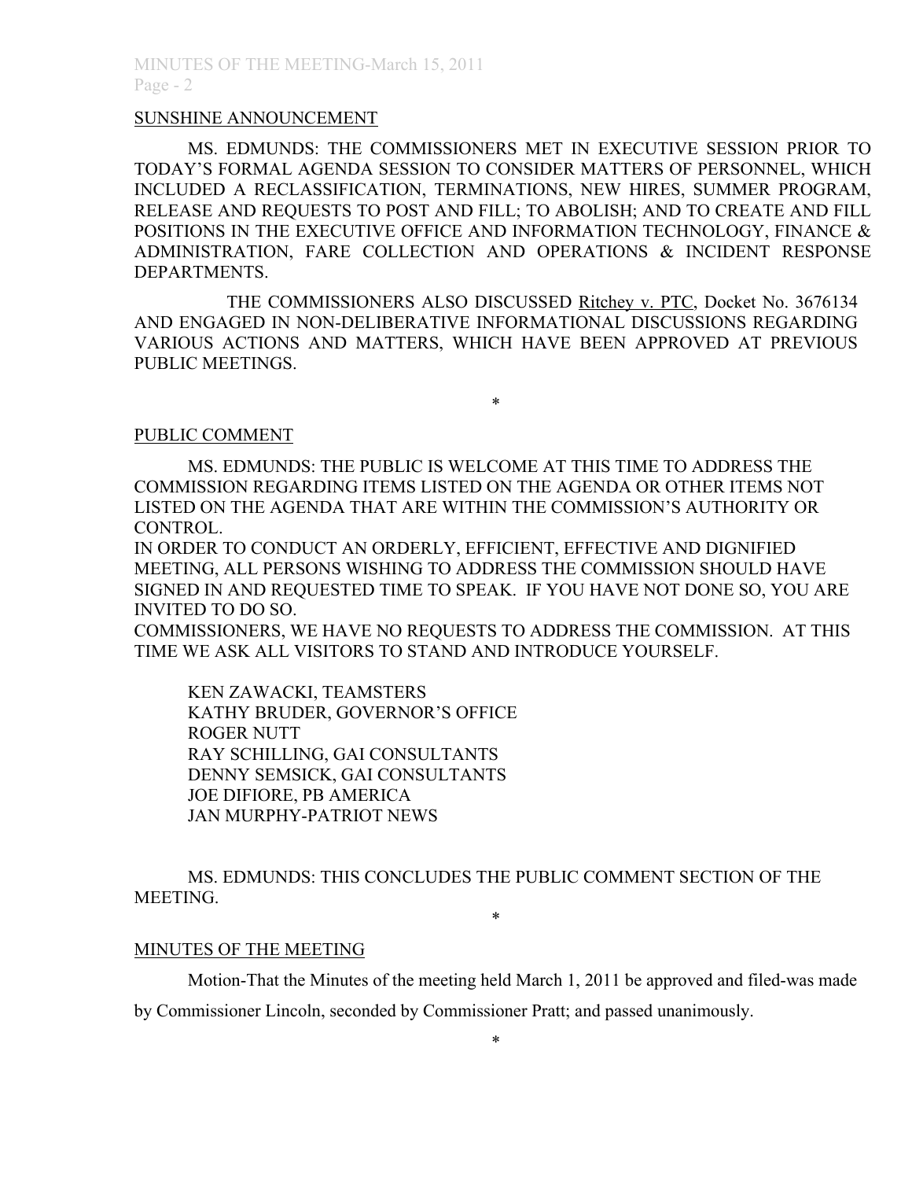## SUNSHINE ANNOUNCEMENT

MS. EDMUNDS: THE COMMISSIONERS MET IN EXECUTIVE SESSION PRIOR TO TODAY'S FORMAL AGENDA SESSION TO CONSIDER MATTERS OF PERSONNEL, WHICH INCLUDED A RECLASSIFICATION, TERMINATIONS, NEW HIRES, SUMMER PROGRAM, RELEASE AND REQUESTS TO POST AND FILL; TO ABOLISH; AND TO CREATE AND FILL POSITIONS IN THE EXECUTIVE OFFICE AND INFORMATION TECHNOLOGY, FINANCE & ADMINISTRATION, FARE COLLECTION AND OPERATIONS & INCIDENT RESPONSE DEPARTMENTS.

THE COMMISSIONERS ALSO DISCUSSED Ritchey v. PTC, Docket No. 3676134 AND ENGAGED IN NON-DELIBERATIVE INFORMATIONAL DISCUSSIONS REGARDING VARIOUS ACTIONS AND MATTERS, WHICH HAVE BEEN APPROVED AT PREVIOUS PUBLIC MEETINGS.

*

## PUBLIC COMMENT

MS. EDMUNDS: THE PUBLIC IS WELCOME AT THIS TIME TO ADDRESS THE COMMISSION REGARDING ITEMS LISTED ON THE AGENDA OR OTHER ITEMS NOT LISTED ON THE AGENDA THAT ARE WITHIN THE COMMISSION'S AUTHORITY OR CONTROL.

IN ORDER TO CONDUCT AN ORDERLY, EFFICIENT, EFFECTIVE AND DIGNIFIED MEETING, ALL PERSONS WISHING TO ADDRESS THE COMMISSION SHOULD HAVE SIGNED IN AND REQUESTED TIME TO SPEAK. IF YOU HAVE NOT DONE SO, YOU ARE INVITED TO DO SO.

COMMISSIONERS, WE HAVE NO REQUESTS TO ADDRESS THE COMMISSION. AT THIS TIME WE ASK ALL VISITORS TO STAND AND INTRODUCE YOURSELF.

KEN ZAWACKI, TEAMSTERS
KATHY BRUDER, GOVERNOR'S OFFICE
ROGER NUTT
RAY SCHILLING, GAI CONSULTANTS
DENNY SEMSICK, GAI CONSULTANTS
JOE DIFIORE, PB AMERICA
JAN MURPHY-PATRIOT NEWS

MS. EDMUNDS: THIS CONCLUDES THE PUBLIC COMMENT SECTION OF THE MEETING.

*

## MINUTES OF THE MEETING

Motion-That the Minutes of the meeting held March 1, 2011 be approved and filed-was made by Commissioner Lincoln, seconded by Commissioner Pratt; and passed unanimously.

*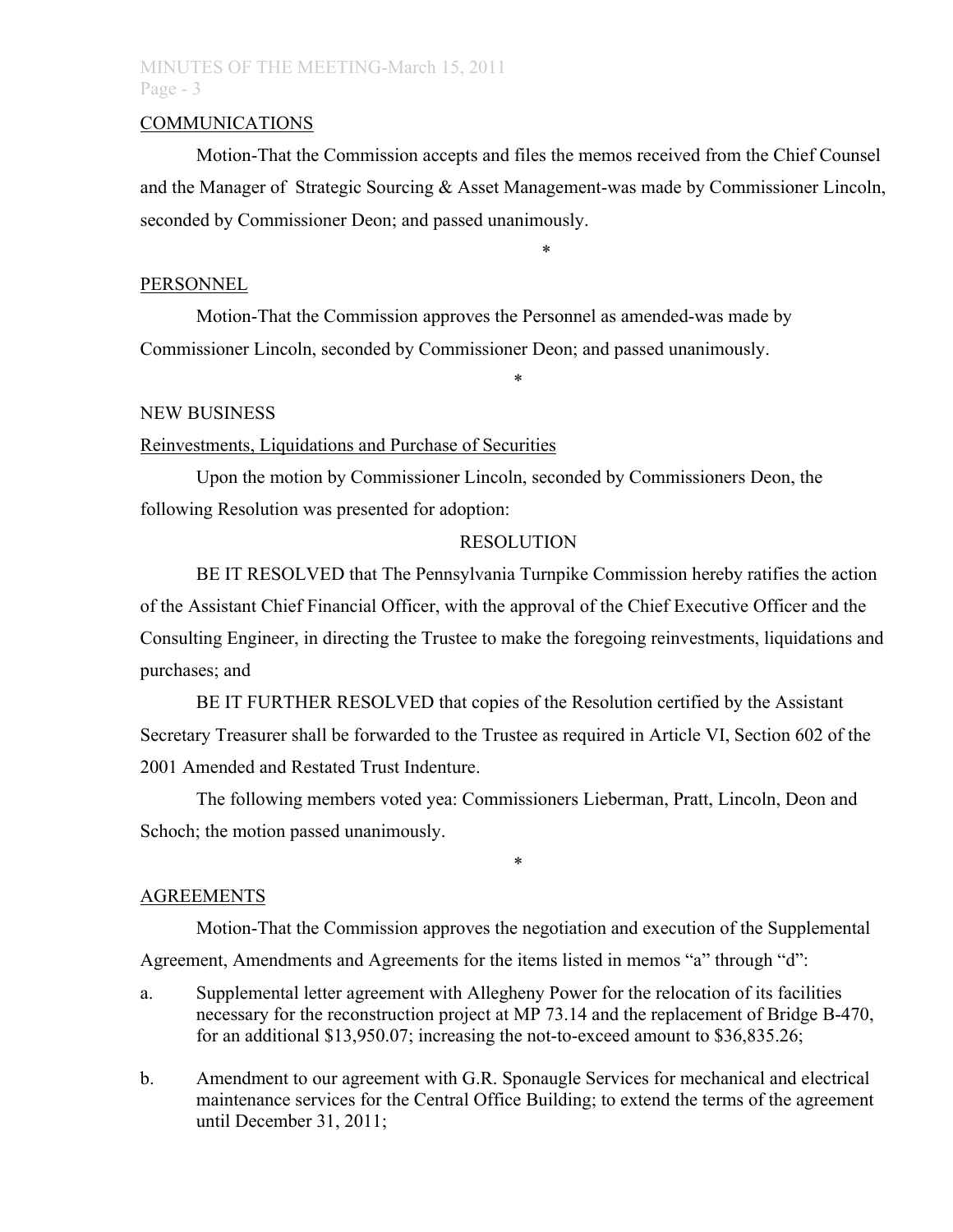## COMMUNICATIONS

Motion-That the Commission accepts and files the memos received from the Chief Counsel and the Manager of Strategic Sourcing & Asset Management-was made by Commissioner Lincoln, seconded by Commissioner Deon; and passed unanimously.

*

## PERSONNEL

Motion-That the Commission approves the Personnel as amended-was made by Commissioner Lincoln, seconded by Commissioner Deon; and passed unanimously.

*

## NEW BUSINESS

### Reinvestments, Liquidations and Purchase of Securities

Upon the motion by Commissioner Lincoln, seconded by Commissioners Deon, the following Resolution was presented for adoption:

RESOLUTION

BE IT RESOLVED that The Pennsylvania Turnpike Commission hereby ratifies the action of the Assistant Chief Financial Officer, with the approval of the Chief Executive Officer and the Consulting Engineer, in directing the Trustee to make the foregoing reinvestments, liquidations and purchases; and

BE IT FURTHER RESOLVED that copies of the Resolution certified by the Assistant Secretary Treasurer shall be forwarded to the Trustee as required in Article VI, Section 602 of the 2001 Amended and Restated Trust Indenture.

The following members voted yea: Commissioners Lieberman, Pratt, Lincoln, Deon and Schoch; the motion passed unanimously.

*

## AGREEMENTS

Motion-That the Commission approves the negotiation and execution of the Supplemental Agreement, Amendments and Agreements for the items listed in memos "a" through "d":

a. Supplemental letter agreement with Allegheny Power for the relocation of its facilities necessary for the reconstruction project at MP 73.14 and the replacement of Bridge B-470, for an additional $13,950.07; increasing the not-to-exceed amount to $36,835.26;

b. Amendment to our agreement with G.R. Sponaugle Services for mechanical and electrical maintenance services for the Central Office Building; to extend the terms of the agreement until December 31, 2011;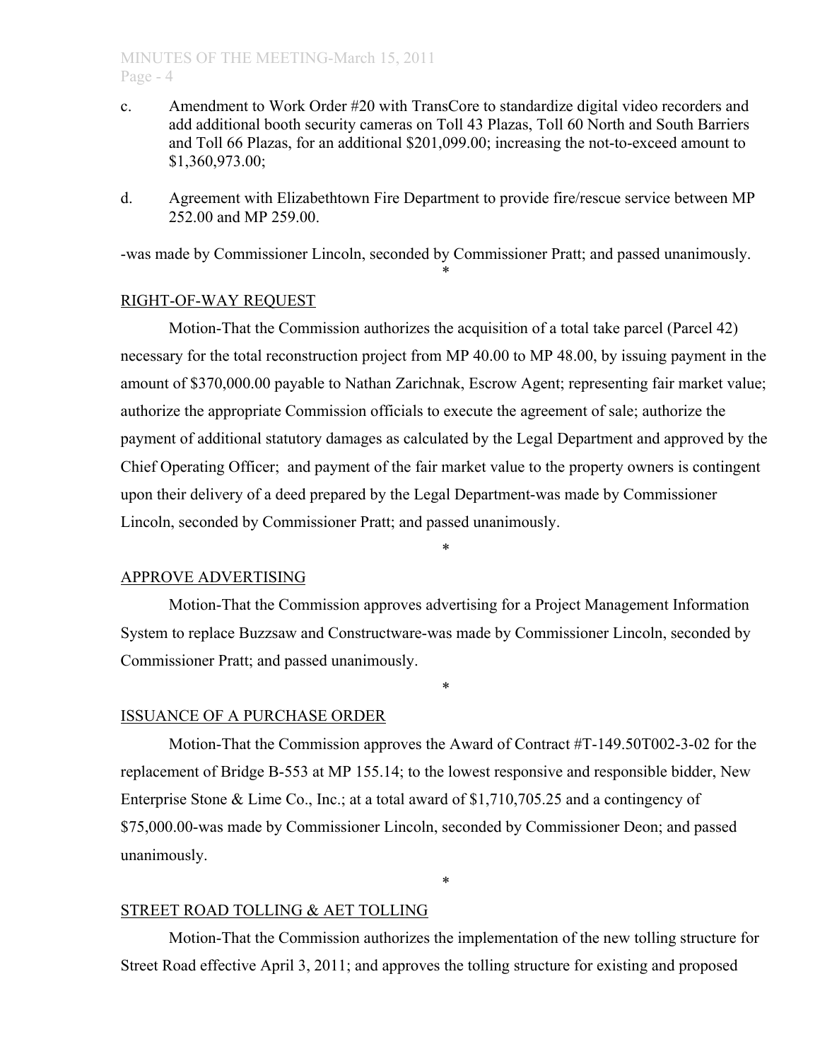c. Amendment to Work Order #20 with TransCore to standardize digital video recorders and add additional booth security cameras on Toll 43 Plazas, Toll 60 North and South Barriers and Toll 66 Plazas, for an additional $201,099.00; increasing the not-to-exceed amount to $1,360,973.00;

d. Agreement with Elizabethtown Fire Department to provide fire/rescue service between MP 252.00 and MP 259.00.

-was made by Commissioner Lincoln, seconded by Commissioner Pratt; and passed unanimously.

*

RIGHT-OF-WAY REQUEST

Motion-That the Commission authorizes the acquisition of a total take parcel (Parcel 42) necessary for the total reconstruction project from MP 40.00 to MP 48.00, by issuing payment in the amount of $370,000.00 payable to Nathan Zarichnak, Escrow Agent; representing fair market value; authorize the appropriate Commission officials to execute the agreement of sale; authorize the payment of additional statutory damages as calculated by the Legal Department and approved by the Chief Operating Officer; and payment of the fair market value to the property owners is contingent upon their delivery of a deed prepared by the Legal Department-was made by Commissioner Lincoln, seconded by Commissioner Pratt; and passed unanimously.

*

APPROVE ADVERTISING

Motion-That the Commission approves advertising for a Project Management Information System to replace Buzzsaw and Constructware-was made by Commissioner Lincoln, seconded by Commissioner Pratt; and passed unanimously.

*

ISSUANCE OF A PURCHASE ORDER

Motion-That the Commission approves the Award of Contract #T-149.50T002-3-02 for the replacement of Bridge B-553 at MP 155.14; to the lowest responsive and responsible bidder, New Enterprise Stone & Lime Co., Inc.; at a total award of $1,710,705.25 and a contingency of $75,000.00-was made by Commissioner Lincoln, seconded by Commissioner Deon; and passed unanimously.

*

STREET ROAD TOLLING & AET TOLLING

Motion-That the Commission authorizes the implementation of the new tolling structure for Street Road effective April 3, 2011; and approves the tolling structure for existing and proposed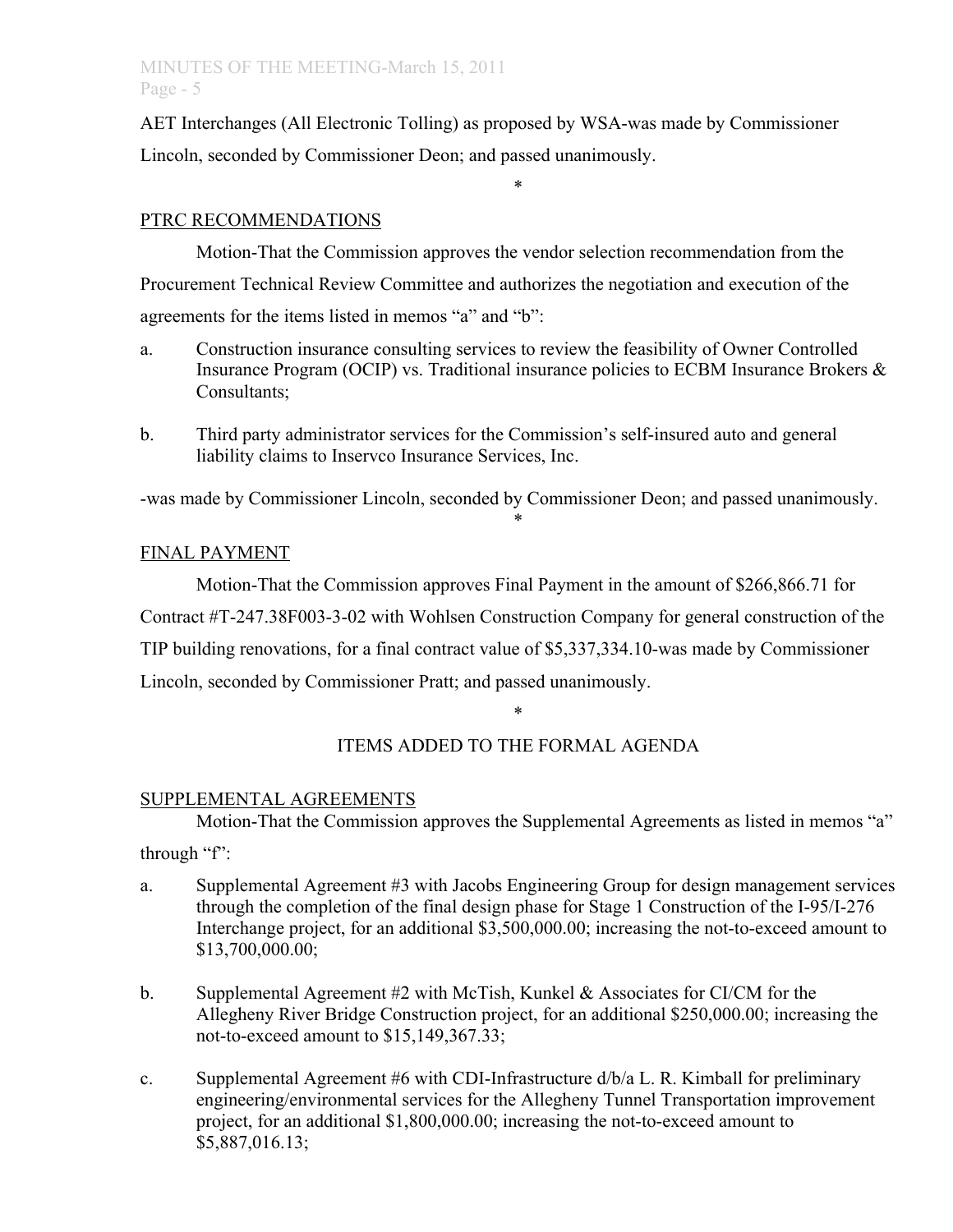AET Interchanges (All Electronic Tolling) as proposed by WSA-was made by Commissioner Lincoln, seconded by Commissioner Deon; and passed unanimously.

*

PTRC RECOMMENDATIONS

Motion-That the Commission approves the vendor selection recommendation from the Procurement Technical Review Committee and authorizes the negotiation and execution of the agreements for the items listed in memos "a" and "b":

a. Construction insurance consulting services to review the feasibility of Owner Controlled Insurance Program (OCIP) vs. Traditional insurance policies to ECBM Insurance Brokers & Consultants;

b. Third party administrator services for the Commission's self-insured auto and general liability claims to Inservco Insurance Services, Inc.

-was made by Commissioner Lincoln, seconded by Commissioner Deon; and passed unanimously.

*

FINAL PAYMENT

Motion-That the Commission approves Final Payment in the amount of $266,866.71 for Contract #T-247.38F003-3-02 with Wohlsen Construction Company for general construction of the TIP building renovations, for a final contract value of $5,337,334.10-was made by Commissioner Lincoln, seconded by Commissioner Pratt; and passed unanimously.

*

## ITEMS ADDED TO THE FORMAL AGENDA

SUPPLEMENTAL AGREEMENTS

Motion-That the Commission approves the Supplemental Agreements as listed in memos "a" through "f":

a. Supplemental Agreement #3 with Jacobs Engineering Group for design management services through the completion of the final design phase for Stage 1 Construction of the I-95/I-276 Interchange project, for an additional $3,500,000.00; increasing the not-to-exceed amount to $13,700,000.00;

b. Supplemental Agreement #2 with McTish, Kunkel & Associates for CI/CM for the Allegheny River Bridge Construction project, for an additional $250,000.00; increasing the not-to-exceed amount to $15,149,367.33;

c. Supplemental Agreement #6 with CDI-Infrastructure d/b/a L. R. Kimball for preliminary engineering/environmental services for the Allegheny Tunnel Transportation improvement project, for an additional $1,800,000.00; increasing the not-to-exceed amount to $5,887,016.13;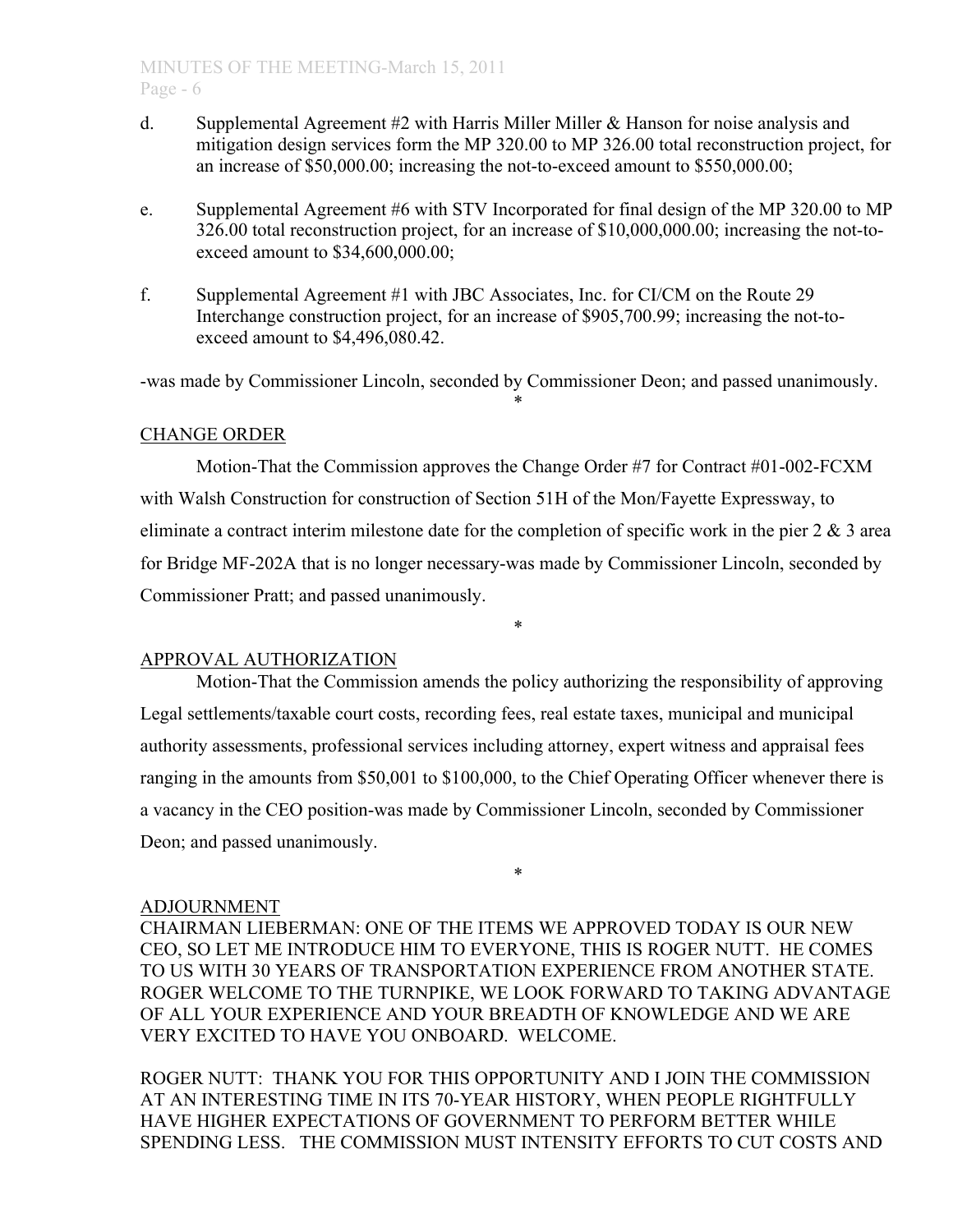d. Supplemental Agreement #2 with Harris Miller Miller & Hanson for noise analysis and mitigation design services form the MP 320.00 to MP 326.00 total reconstruction project, for an increase of $50,000.00; increasing the not-to-exceed amount to $550,000.00;

e. Supplemental Agreement #6 with STV Incorporated for final design of the MP 320.00 to MP 326.00 total reconstruction project, for an increase of $10,000,000.00; increasing the not-to-exceed amount to $34,600,000.00;

f. Supplemental Agreement #1 with JBC Associates, Inc. for CI/CM on the Route 29 Interchange construction project, for an increase of $905,700.99; increasing the not-to-exceed amount to $4,496,080.42.

-was made by Commissioner Lincoln, seconded by Commissioner Deon; and passed unanimously.

*

CHANGE ORDER

Motion-That the Commission approves the Change Order #7 for Contract #01-002-FCXM with Walsh Construction for construction of Section 51H of the Mon/Fayette Expressway, to eliminate a contract interim milestone date for the completion of specific work in the pier 2 & 3 area for Bridge MF-202A that is no longer necessary-was made by Commissioner Lincoln, seconded by Commissioner Pratt; and passed unanimously.

*

APPROVAL AUTHORIZATION

Motion-That the Commission amends the policy authorizing the responsibility of approving Legal settlements/taxable court costs, recording fees, real estate taxes, municipal and municipal authority assessments, professional services including attorney, expert witness and appraisal fees ranging in the amounts from $50,001 to $100,000, to the Chief Operating Officer whenever there is a vacancy in the CEO position-was made by Commissioner Lincoln, seconded by Commissioner Deon; and passed unanimously.

*

ADJOURNMENT

CHAIRMAN LIEBERMAN: ONE OF THE ITEMS WE APPROVED TODAY IS OUR NEW CEO, SO LET ME INTRODUCE HIM TO EVERYONE, THIS IS ROGER NUTT. HE COMES TO US WITH 30 YEARS OF TRANSPORTATION EXPERIENCE FROM ANOTHER STATE. ROGER WELCOME TO THE TURNPIKE, WE LOOK FORWARD TO TAKING ADVANTAGE OF ALL YOUR EXPERIENCE AND YOUR BREADTH OF KNOWLEDGE AND WE ARE VERY EXCITED TO HAVE YOU ONBOARD. WELCOME.

ROGER NUTT: THANK YOU FOR THIS OPPORTUNITY AND I JOIN THE COMMISSION AT AN INTERESTING TIME IN ITS 70-YEAR HISTORY, WHEN PEOPLE RIGHTFULLY HAVE HIGHER EXPECTATIONS OF GOVERNMENT TO PERFORM BETTER WHILE SPENDING LESS. THE COMMISSION MUST INTENSITY EFFORTS TO CUT COSTS AND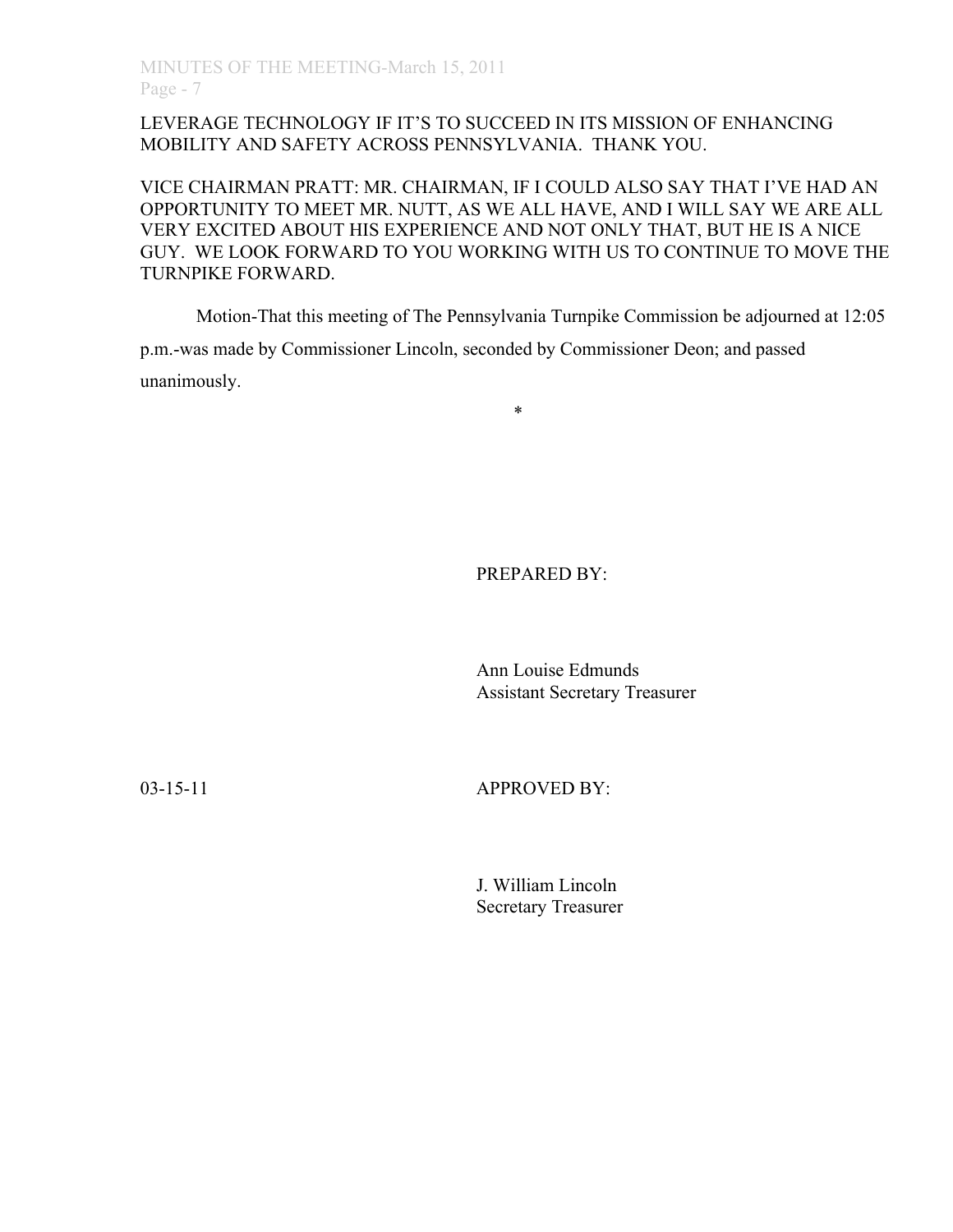LEVERAGE TECHNOLOGY IF IT'S TO SUCCEED IN ITS MISSION OF ENHANCING MOBILITY AND SAFETY ACROSS PENNSYLVANIA. THANK YOU.

VICE CHAIRMAN PRATT: MR. CHAIRMAN, IF I COULD ALSO SAY THAT I'VE HAD AN OPPORTUNITY TO MEET MR. NUTT, AS WE ALL HAVE, AND I WILL SAY WE ARE ALL VERY EXCITED ABOUT HIS EXPERIENCE AND NOT ONLY THAT, BUT HE IS A NICE GUY. WE LOOK FORWARD TO YOU WORKING WITH US TO CONTINUE TO MOVE THE TURNPIKE FORWARD.

Motion-That this meeting of The Pennsylvania Turnpike Commission be adjourned at 12:05 p.m.-was made by Commissioner Lincoln, seconded by Commissioner Deon; and passed unanimously.

*

PREPARED BY:

Ann Louise Edmunds
Assistant Secretary Treasurer

03-15-11

APPROVED BY:

J. William Lincoln
Secretary Treasurer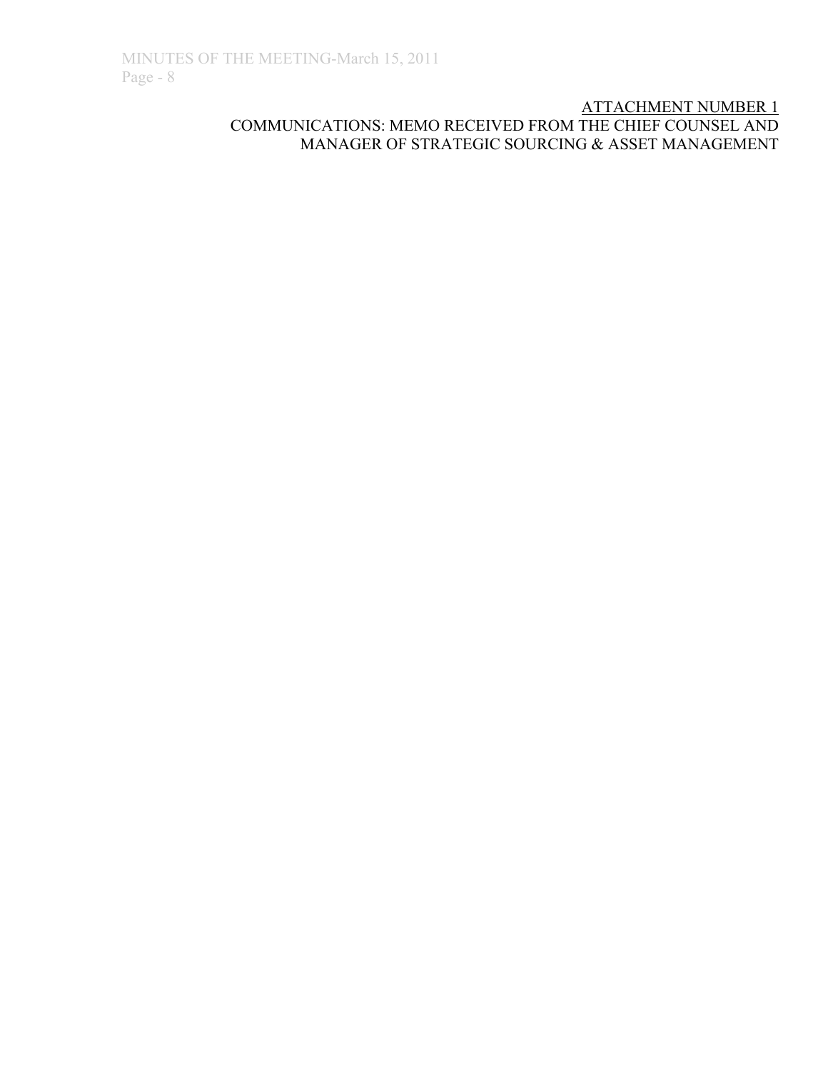<u>ATTACHMENT NUMBER 1</u>

COMMUNICATIONS: MEMO RECEIVED FROM THE CHIEF COUNSEL AND MANAGER OF STRATEGIC SOURCING & ASSET MANAGEMENT